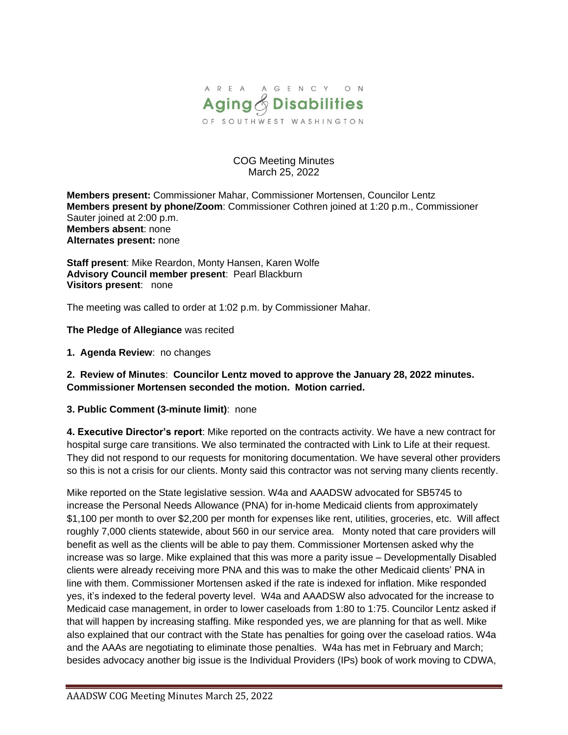AREA AGENCY ON

**Aging & Disabilities**

OF SOUTHWEST WASHINGTON

COG Meeting Minutes
March 25, 2022

**Members present:** Commissioner Mahar, Commissioner Mortensen, Councilor Lentz
**Members present by phone/Zoom**: Commissioner Cothren joined at 1:20 p.m., Commissioner Sauter joined at 2:00 p.m.
**Members absent**: none
**Alternates present:** none

**Staff present**: Mike Reardon, Monty Hansen, Karen Wolfe
**Advisory Council member present**: Pearl Blackburn
**Visitors present**: none

The meeting was called to order at 1:02 p.m. by Commissioner Mahar.

**The Pledge of Allegiance** was recited

**1. Agenda Review**: no changes

**2. Review of Minutes**: **Councilor Lentz moved to approve the January 28, 2022 minutes. Commissioner Mortensen seconded the motion. Motion carried.**

**3. Public Comment (3-minute limit)**: none

**4. Executive Director's report**: Mike reported on the contracts activity. We have a new contract for hospital surge care transitions. We also terminated the contracted with Link to Life at their request. They did not respond to our requests for monitoring documentation. We have several other providers so this is not a crisis for our clients. Monty said this contractor was not serving many clients recently.

Mike reported on the State legislative session. W4a and AAADSW advocated for SB5745 to increase the Personal Needs Allowance (PNA) for in-home Medicaid clients from approximately $1,100 per month to over $2,200 per month for expenses like rent, utilities, groceries, etc. Will affect roughly 7,000 clients statewide, about 560 in our service area. Monty noted that care providers will benefit as well as the clients will be able to pay them. Commissioner Mortensen asked why the increase was so large. Mike explained that this was more a parity issue – Developmentally Disabled clients were already receiving more PNA and this was to make the other Medicaid clients' PNA in line with them. Commissioner Mortensen asked if the rate is indexed for inflation. Mike responded yes, it's indexed to the federal poverty level. W4a and AAADSW also advocated for the increase to Medicaid case management, in order to lower caseloads from 1:80 to 1:75. Councilor Lentz asked if that will happen by increasing staffing. Mike responded yes, we are planning for that as well. Mike also explained that our contract with the State has penalties for going over the caseload ratios. W4a and the AAAs are negotiating to eliminate those penalties. W4a has met in February and March; besides advocacy another big issue is the Individual Providers (IPs) book of work moving to CDWA,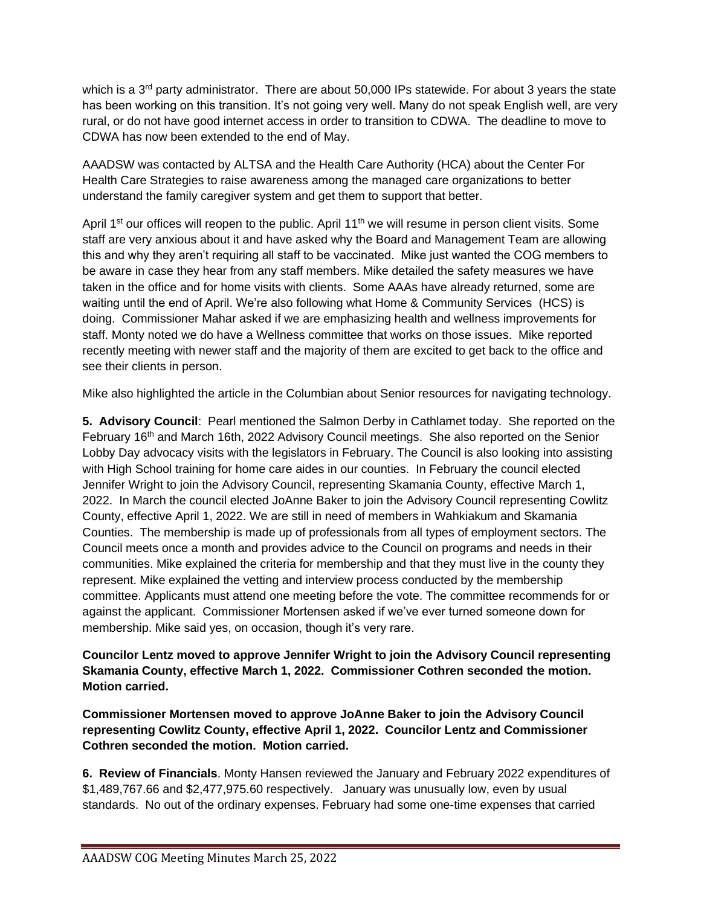which is a 3rd party administrator. There are about 50,000 IPs statewide. For about 3 years the state has been working on this transition. It's not going very well. Many do not speak English well, are very rural, or do not have good internet access in order to transition to CDWA. The deadline to move to CDWA has now been extended to the end of May.

AAADSW was contacted by ALTSA and the Health Care Authority (HCA) about the Center For Health Care Strategies to raise awareness among the managed care organizations to better understand the family caregiver system and get them to support that better.

April 1st our offices will reopen to the public. April 11th we will resume in person client visits. Some staff are very anxious about it and have asked why the Board and Management Team are allowing this and why they aren't requiring all staff to be vaccinated. Mike just wanted the COG members to be aware in case they hear from any staff members. Mike detailed the safety measures we have taken in the office and for home visits with clients. Some AAAs have already returned, some are waiting until the end of April. We're also following what Home & Community Services (HCS) is doing. Commissioner Mahar asked if we are emphasizing health and wellness improvements for staff. Monty noted we do have a Wellness committee that works on those issues. Mike reported recently meeting with newer staff and the majority of them are excited to get back to the office and see their clients in person.

Mike also highlighted the article in the Columbian about Senior resources for navigating technology.

**5. Advisory Council**: Pearl mentioned the Salmon Derby in Cathlamet today. She reported on the February 16th and March 16th, 2022 Advisory Council meetings. She also reported on the Senior Lobby Day advocacy visits with the legislators in February. The Council is also looking into assisting with High School training for home care aides in our counties. In February the council elected Jennifer Wright to join the Advisory Council, representing Skamania County, effective March 1, 2022. In March the council elected JoAnne Baker to join the Advisory Council representing Cowlitz County, effective April 1, 2022. We are still in need of members in Wahkiakum and Skamania Counties. The membership is made up of professionals from all types of employment sectors. The Council meets once a month and provides advice to the Council on programs and needs in their communities. Mike explained the criteria for membership and that they must live in the county they represent. Mike explained the vetting and interview process conducted by the membership committee. Applicants must attend one meeting before the vote. The committee recommends for or against the applicant. Commissioner Mortensen asked if we've ever turned someone down for membership. Mike said yes, on occasion, though it's very rare.

**Councilor Lentz moved to approve Jennifer Wright to join the Advisory Council representing Skamania County, effective March 1, 2022. Commissioner Cothren seconded the motion. Motion carried.**

**Commissioner Mortensen moved to approve JoAnne Baker to join the Advisory Council representing Cowlitz County, effective April 1, 2022. Councilor Lentz and Commissioner Cothren seconded the motion. Motion carried.**

**6. Review of Financials**. Monty Hansen reviewed the January and February 2022 expenditures of $1,489,767.66 and $2,477,975.60 respectively. January was unusually low, even by usual standards. No out of the ordinary expenses. February had some one-time expenses that carried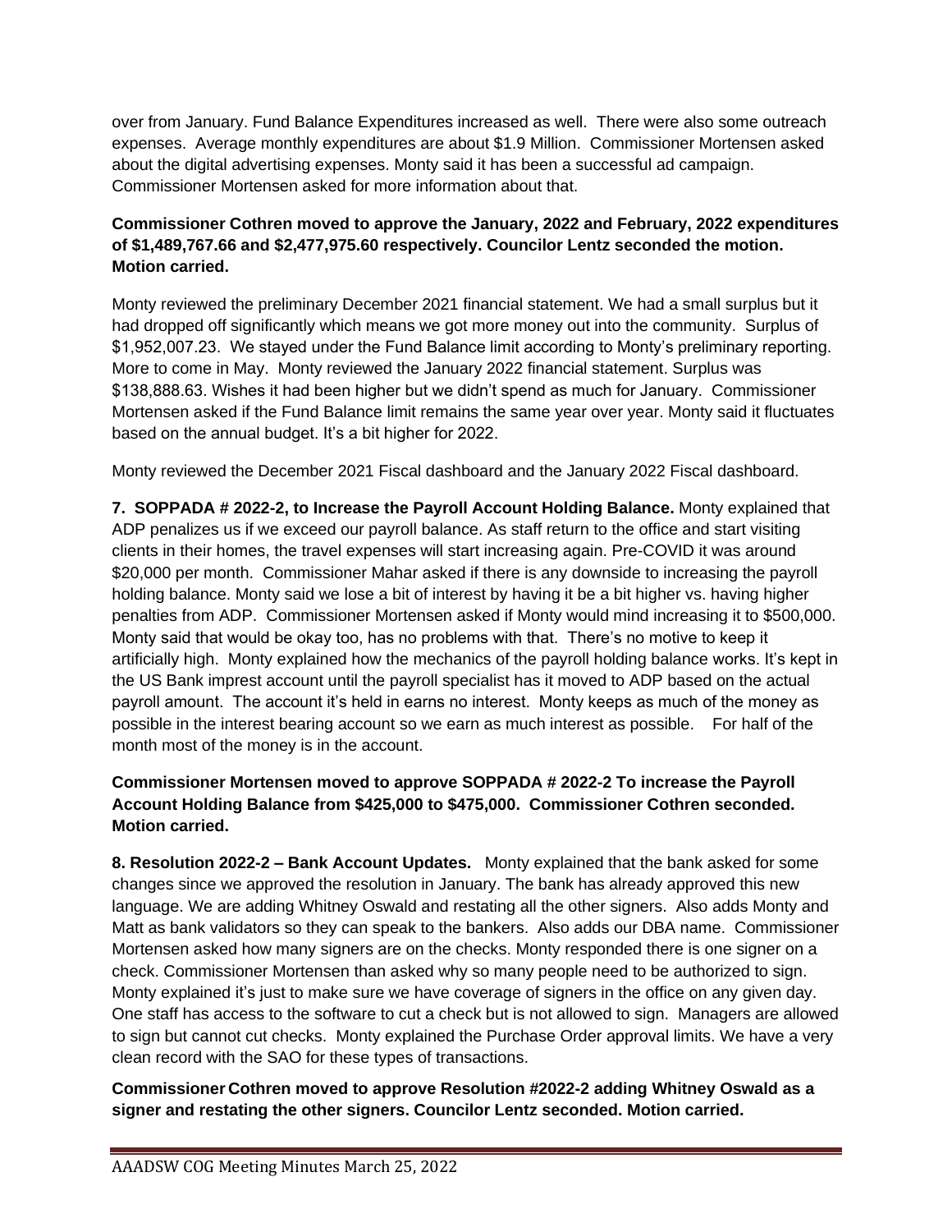over from January. Fund Balance Expenditures increased as well. There were also some outreach expenses. Average monthly expenditures are about $1.9 Million. Commissioner Mortensen asked about the digital advertising expenses. Monty said it has been a successful ad campaign. Commissioner Mortensen asked for more information about that.

**Commissioner Cothren moved to approve the January, 2022 and February, 2022 expenditures of $1,489,767.66 and $2,477,975.60 respectively. Councilor Lentz seconded the motion. Motion carried.**

Monty reviewed the preliminary December 2021 financial statement. We had a small surplus but it had dropped off significantly which means we got more money out into the community. Surplus of $1,952,007.23. We stayed under the Fund Balance limit according to Monty's preliminary reporting. More to come in May. Monty reviewed the January 2022 financial statement. Surplus was $138,888.63. Wishes it had been higher but we didn't spend as much for January. Commissioner Mortensen asked if the Fund Balance limit remains the same year over year. Monty said it fluctuates based on the annual budget. It's a bit higher for 2022.

Monty reviewed the December 2021 Fiscal dashboard and the January 2022 Fiscal dashboard.

**7. SOPPADA # 2022-2, to Increase the Payroll Account Holding Balance.** Monty explained that ADP penalizes us if we exceed our payroll balance. As staff return to the office and start visiting clients in their homes, the travel expenses will start increasing again. Pre-COVID it was around $20,000 per month. Commissioner Mahar asked if there is any downside to increasing the payroll holding balance. Monty said we lose a bit of interest by having it be a bit higher vs. having higher penalties from ADP. Commissioner Mortensen asked if Monty would mind increasing it to $500,000. Monty said that would be okay too, has no problems with that. There's no motive to keep it artificially high. Monty explained how the mechanics of the payroll holding balance works. It's kept in the US Bank imprest account until the payroll specialist has it moved to ADP based on the actual payroll amount. The account it's held in earns no interest. Monty keeps as much of the money as possible in the interest bearing account so we earn as much interest as possible. For half of the month most of the money is in the account.

**Commissioner Mortensen moved to approve SOPPADA # 2022-2 To increase the Payroll Account Holding Balance from $425,000 to $475,000. Commissioner Cothren seconded. Motion carried.**

**8. Resolution 2022-2 – Bank Account Updates.** Monty explained that the bank asked for some changes since we approved the resolution in January. The bank has already approved this new language. We are adding Whitney Oswald and restating all the other signers. Also adds Monty and Matt as bank validators so they can speak to the bankers. Also adds our DBA name. Commissioner Mortensen asked how many signers are on the checks. Monty responded there is one signer on a check. Commissioner Mortensen than asked why so many people need to be authorized to sign. Monty explained it's just to make sure we have coverage of signers in the office on any given day. One staff has access to the software to cut a check but is not allowed to sign. Managers are allowed to sign but cannot cut checks. Monty explained the Purchase Order approval limits. We have a very clean record with the SAO for these types of transactions.

**Commissioner Cothren moved to approve Resolution #2022-2 adding Whitney Oswald as a signer and restating the other signers. Councilor Lentz seconded. Motion carried.**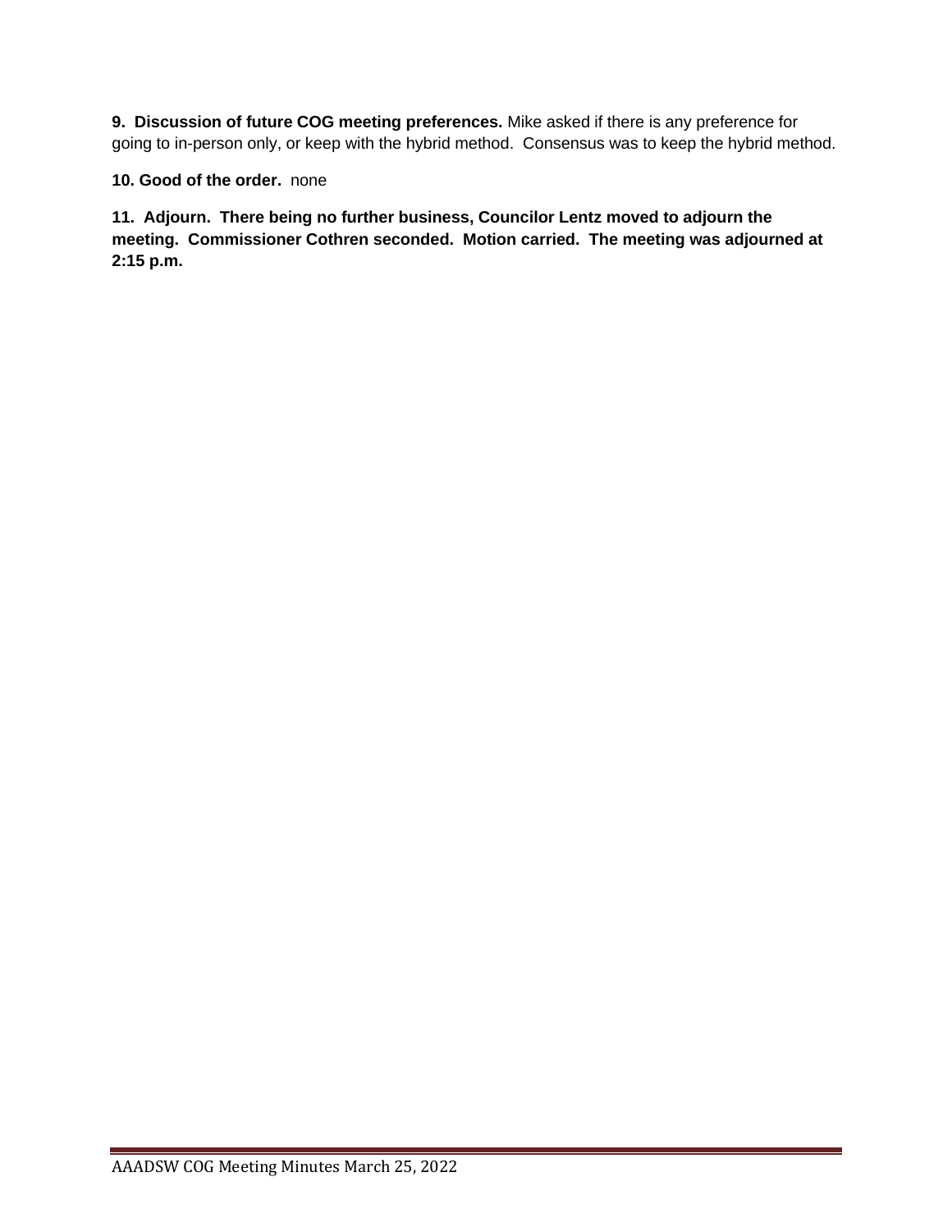**9. Discussion of future COG meeting preferences.** Mike asked if there is any preference for going to in-person only, or keep with the hybrid method. Consensus was to keep the hybrid method.

**10. Good of the order.** none

**11. Adjourn. There being no further business, Councilor Lentz moved to adjourn the meeting. Commissioner Cothren seconded. Motion carried. The meeting was adjourned at 2:15 p.m.**